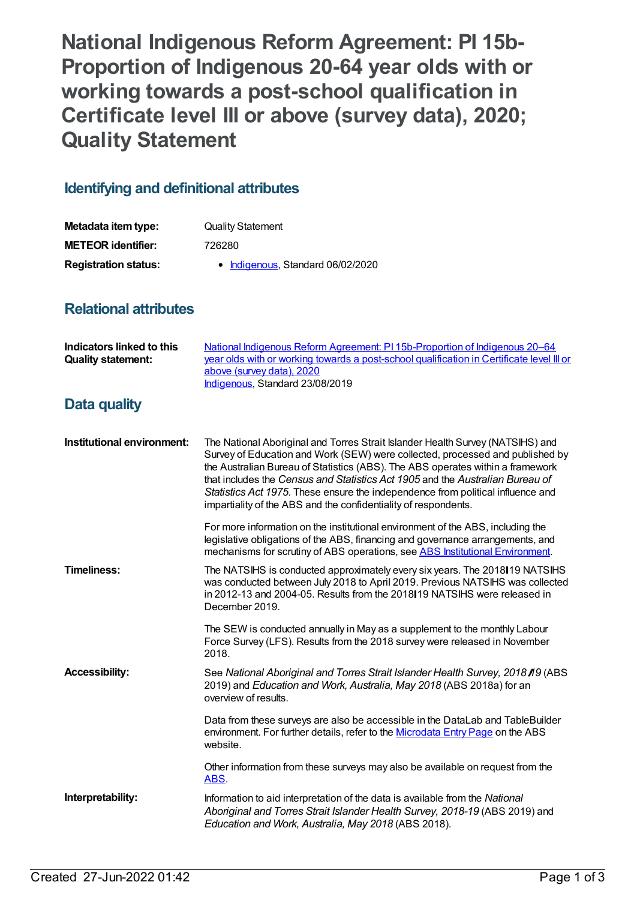# National Indigenous Reform Agreement: PI 15b-Proportion of Indigenous 20-64 year olds with or working towards a post-school qualification in Certificate level III or above (survey data), 2020; Quality Statement

## Identifying and definitional attributes

| | |
|---|---|
| **Metadata item type:** | Quality Statement |
| **METEOR identifier:** | 726280 |
| **Registration status:** | • Indigenous, Standard 06/02/2020 |

## Relational attributes

| | |
|---|---|
| **Indicators linked to this Quality statement:** | National Indigenous Reform Agreement: PI 15b-Proportion of Indigenous 20–64 year olds with or working towards a post-school qualification in Certificate level III or above (survey data), 2020<br>Indigenous, Standard 23/08/2019 |

## Data quality

**Institutional environment:**

The National Aboriginal and Torres Strait Islander Health Survey (NATSIHS) and Survey of Education and Work (SEW) were collected, processed and published by the Australian Bureau of Statistics (ABS). The ABS operates within a framework that includes the *Census and Statistics Act 1905* and the *Australian Bureau of Statistics Act 1975*. These ensure the independence from political influence and impartiality of the ABS and the confidentiality of respondents.

For more information on the institutional environment of the ABS, including the legislative obligations of the ABS, financing and governance arrangements, and mechanisms for scrutiny of ABS operations, see ABS Institutional Environment.

**Timeliness:**

The NATSIHS is conducted approximately every six years. The 2018–19 NATSIHS was conducted between July 2018 to April 2019. Previous NATSIHS was collected in 2012-13 and 2004-05. Results from the 2018–19 NATSIHS were released in December 2019.

The SEW is conducted annually in May as a supplement to the monthly Labour Force Survey (LFS). Results from the 2018 survey were released in November 2018.

**Accessibility:**

See *National Aboriginal and Torres Strait Islander Health Survey, 2018–19* (ABS 2019) and *Education and Work, Australia, May 2018* (ABS 2018a) for an overview of results.

Data from these surveys are also be accessible in the DataLab and TableBuilder environment. For further details, refer to the Microdata Entry Page on the ABS website.

Other information from these surveys may also be available on request from the ABS.

**Interpretability:**

Information to aid interpretation of the data is available from the *National Aboriginal and Torres Strait Islander Health Survey, 2018-19* (ABS 2019) and *Education and Work, Australia, May 2018* (ABS 2018).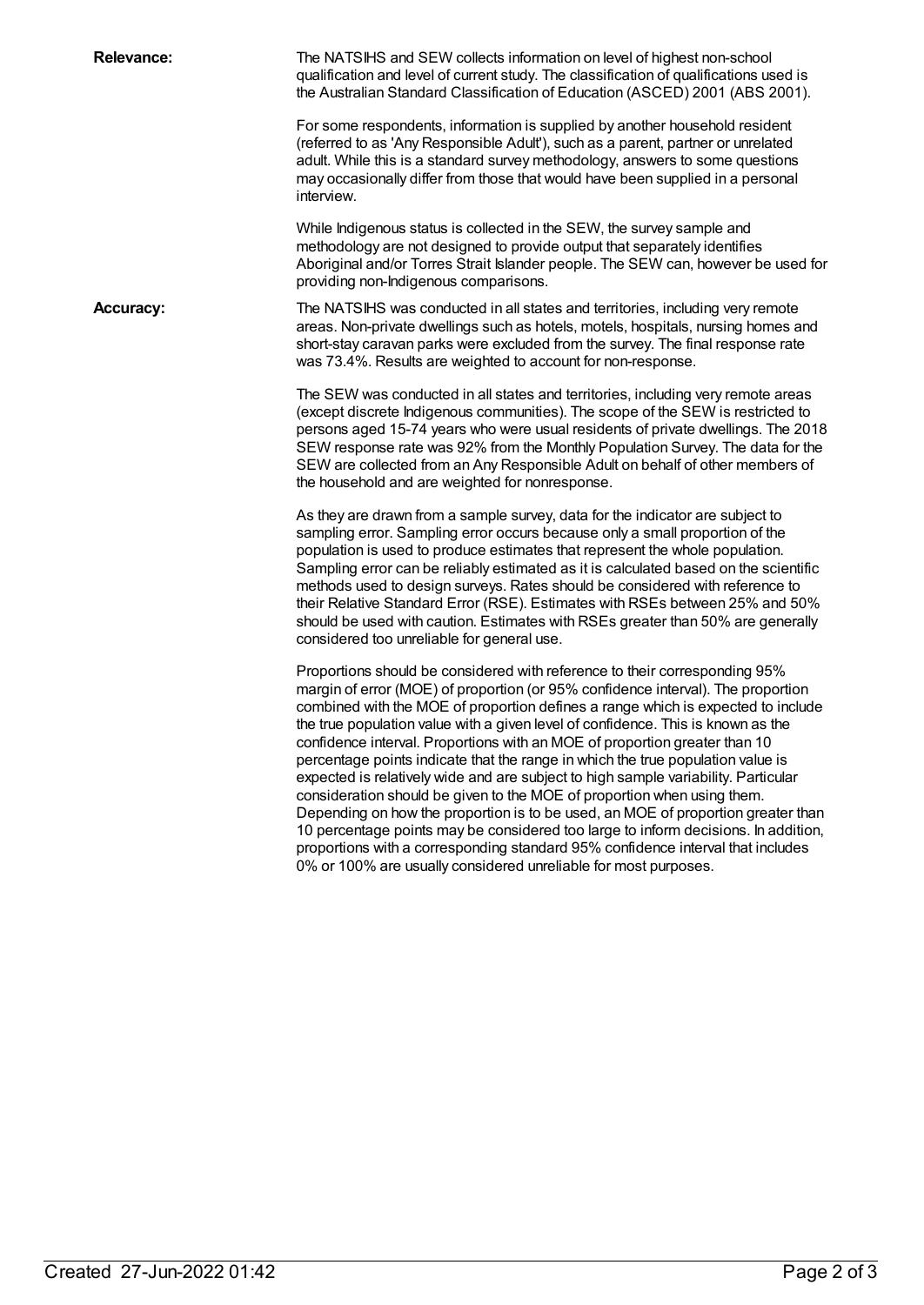**Relevance:**

The NATSIHS and SEW collects information on level of highest non-school qualification and level of current study. The classification of qualifications used is the Australian Standard Classification of Education (ASCED) 2001 (ABS 2001).

For some respondents, information is supplied by another household resident (referred to as 'Any Responsible Adult'), such as a parent, partner or unrelated adult. While this is a standard survey methodology, answers to some questions may occasionally differ from those that would have been supplied in a personal interview.

While Indigenous status is collected in the SEW, the survey sample and methodology are not designed to provide output that separately identifies Aboriginal and/or Torres Strait Islander people. The SEW can, however be used for providing non-Indigenous comparisons.

**Accuracy:**

The NATSIHS was conducted in all states and territories, including very remote areas. Non-private dwellings such as hotels, motels, hospitals, nursing homes and short-stay caravan parks were excluded from the survey. The final response rate was 73.4%. Results are weighted to account for non-response.

The SEW was conducted in all states and territories, including very remote areas (except discrete Indigenous communities). The scope of the SEW is restricted to persons aged 15-74 years who were usual residents of private dwellings. The 2018 SEW response rate was 92% from the Monthly Population Survey. The data for the SEW are collected from an Any Responsible Adult on behalf of other members of the household and are weighted for nonresponse.

As they are drawn from a sample survey, data for the indicator are subject to sampling error. Sampling error occurs because only a small proportion of the population is used to produce estimates that represent the whole population. Sampling error can be reliably estimated as it is calculated based on the scientific methods used to design surveys. Rates should be considered with reference to their Relative Standard Error (RSE). Estimates with RSEs between 25% and 50% should be used with caution. Estimates with RSEs greater than 50% are generally considered too unreliable for general use.

Proportions should be considered with reference to their corresponding 95% margin of error (MOE) of proportion (or 95% confidence interval). The proportion combined with the MOE of proportion defines a range which is expected to include the true population value with a given level of confidence. This is known as the confidence interval. Proportions with an MOE of proportion greater than 10 percentage points indicate that the range in which the true population value is expected is relatively wide and are subject to high sample variability. Particular consideration should be given to the MOE of proportion when using them. Depending on how the proportion is to be used, an MOE of proportion greater than 10 percentage points may be considered too large to inform decisions. In addition, proportions with a corresponding standard 95% confidence interval that includes 0% or 100% are usually considered unreliable for most purposes.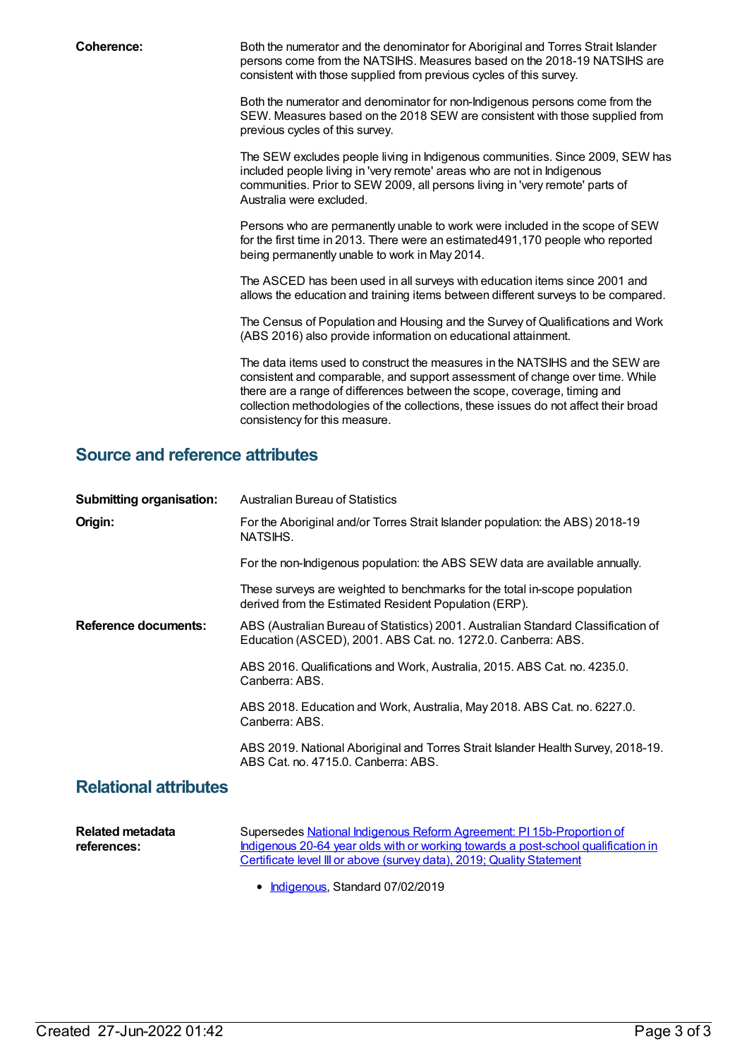**Coherence:**

Both the numerator and the denominator for Aboriginal and Torres Strait Islander persons come from the NATSIHS. Measures based on the 2018-19 NATSIHS are consistent with those supplied from previous cycles of this survey.

Both the numerator and denominator for non-Indigenous persons come from the SEW. Measures based on the 2018 SEW are consistent with those supplied from previous cycles of this survey.

The SEW excludes people living in Indigenous communities. Since 2009, SEW has included people living in 'very remote' areas who are not in Indigenous communities. Prior to SEW 2009, all persons living in 'very remote' parts of Australia were excluded.

Persons who are permanently unable to work were included in the scope of SEW for the first time in 2013. There were an estimated491,170 people who reported being permanently unable to work in May 2014.

The ASCED has been used in all surveys with education items since 2001 and allows the education and training items between different surveys to be compared.

The Census of Population and Housing and the Survey of Qualifications and Work (ABS 2016) also provide information on educational attainment.

The data items used to construct the measures in the NATSIHS and the SEW are consistent and comparable, and support assessment of change over time. While there are a range of differences between the scope, coverage, timing and collection methodologies of the collections, these issues do not affect their broad consistency for this measure.

## Source and reference attributes

**Submitting organisation:** Australian Bureau of Statistics

**Origin:**

For the Aboriginal and/or Torres Strait Islander population: the ABS) 2018-19 NATSIHS.

For the non-Indigenous population: the ABS SEW data are available annually.

These surveys are weighted to benchmarks for the total in-scope population derived from the Estimated Resident Population (ERP).

**Reference documents:**

ABS (Australian Bureau of Statistics) 2001. Australian Standard Classification of Education (ASCED), 2001. ABS Cat. no. 1272.0. Canberra: ABS.

ABS 2016. Qualifications and Work, Australia, 2015. ABS Cat. no. 4235.0. Canberra: ABS.

ABS 2018. Education and Work, Australia, May 2018. ABS Cat. no. 6227.0. Canberra: ABS.

ABS 2019. National Aboriginal and Torres Strait Islander Health Survey, 2018-19. ABS Cat. no. 4715.0. Canberra: ABS.

## Relational attributes

**Related metadata references:**

Supersedes National Indigenous Reform Agreement: PI 15b-Proportion of Indigenous 20-64 year olds with or working towards a post-school qualification in Certificate level III or above (survey data), 2019; Quality Statement

- Indigenous, Standard 07/02/2019